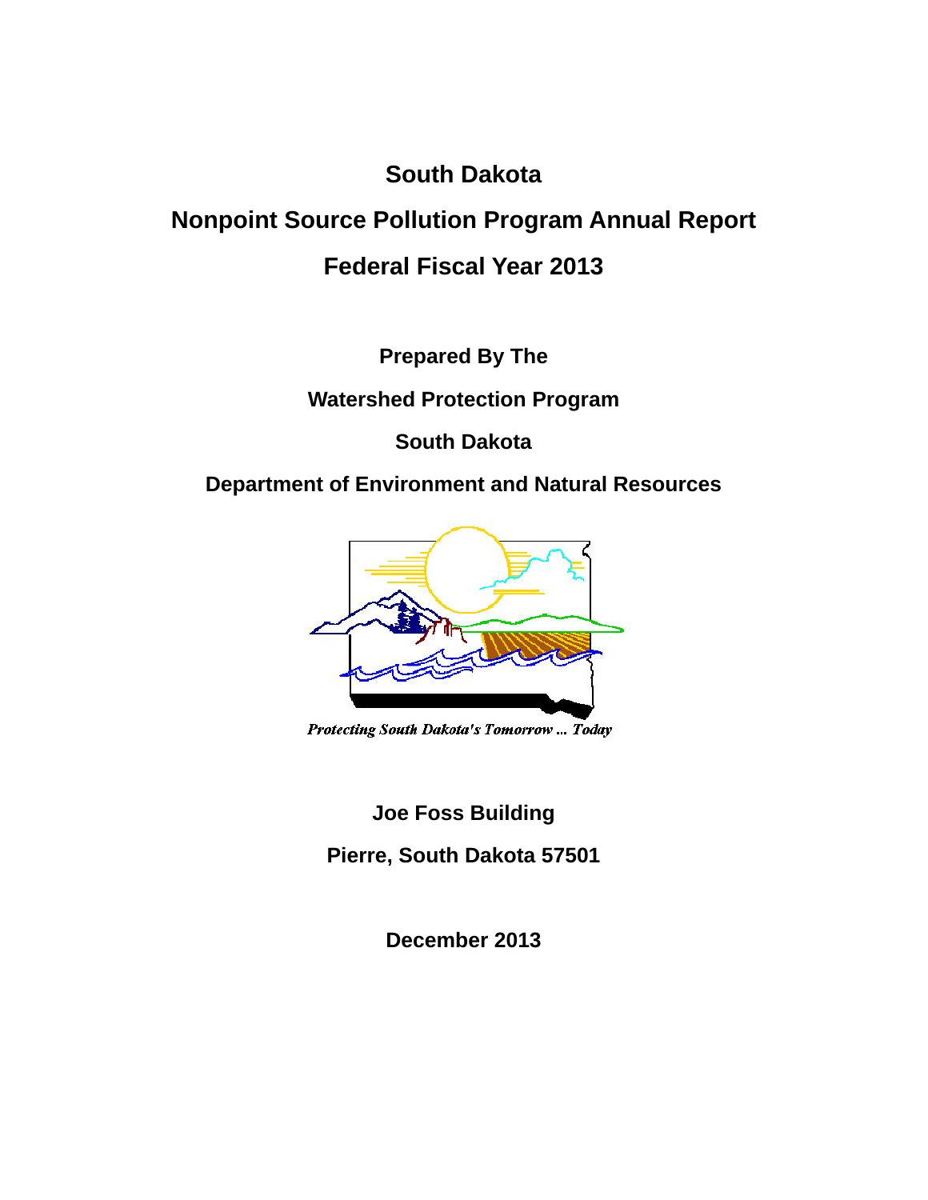# South Dakota

# Nonpoint Source Pollution Program Annual Report

# Federal Fiscal Year 2013

**Prepared By The**

**Watershed Protection Program**

**South Dakota**

**Department of Environment and Natural Resources**

*Protecting South Dakota's Tomorrow ... Today*

**Joe Foss Building**

**Pierre, South Dakota 57501**

**December 2013**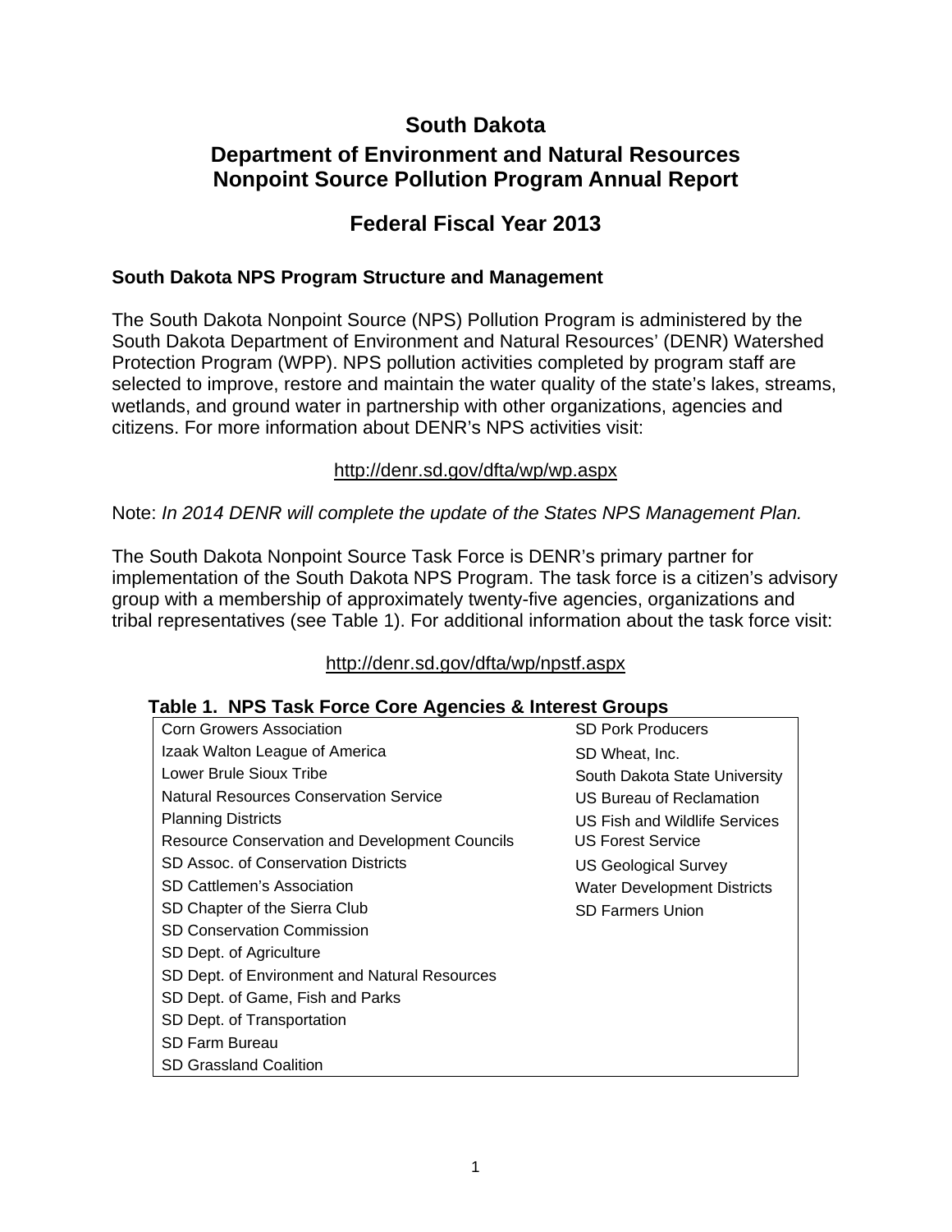# South Dakota

## Department of Environment and Natural Resources Nonpoint Source Pollution Program Annual Report

## Federal Fiscal Year 2013

### South Dakota NPS Program Structure and Management

The South Dakota Nonpoint Source (NPS) Pollution Program is administered by the South Dakota Department of Environment and Natural Resources' (DENR) Watershed Protection Program (WPP). NPS pollution activities completed by program staff are selected to improve, restore and maintain the water quality of the state's lakes, streams, wetlands, and ground water in partnership with other organizations, agencies and citizens. For more information about DENR's NPS activities visit:

http://denr.sd.gov/dfta/wp/wp.aspx

Note: *In 2014 DENR will complete the update of the States NPS Management Plan.*

The South Dakota Nonpoint Source Task Force is DENR's primary partner for implementation of the South Dakota NPS Program. The task force is a citizen's advisory group with a membership of approximately twenty-five agencies, organizations and tribal representatives (see Table 1). For additional information about the task force visit:

http://denr.sd.gov/dfta/wp/npstf.aspx

**Table 1. NPS Task Force Core Agencies & Interest Groups**

| | |
|---|---|
| Corn Growers Association | SD Pork Producers |
| Izaak Walton League of America | SD Wheat, Inc. |
| Lower Brule Sioux Tribe | South Dakota State University |
| Natural Resources Conservation Service | US Bureau of Reclamation |
| Planning Districts | US Fish and Wildlife Services |
| Resource Conservation and Development Councils | US Forest Service |
| SD Assoc. of Conservation Districts | US Geological Survey |
| SD Cattlemen's Association | Water Development Districts |
| SD Chapter of the Sierra Club | SD Farmers Union |
| SD Conservation Commission | |
| SD Dept. of Agriculture | |
| SD Dept. of Environment and Natural Resources | |
| SD Dept. of Game, Fish and Parks | |
| SD Dept. of Transportation | |
| SD Farm Bureau | |
| SD Grassland Coalition | |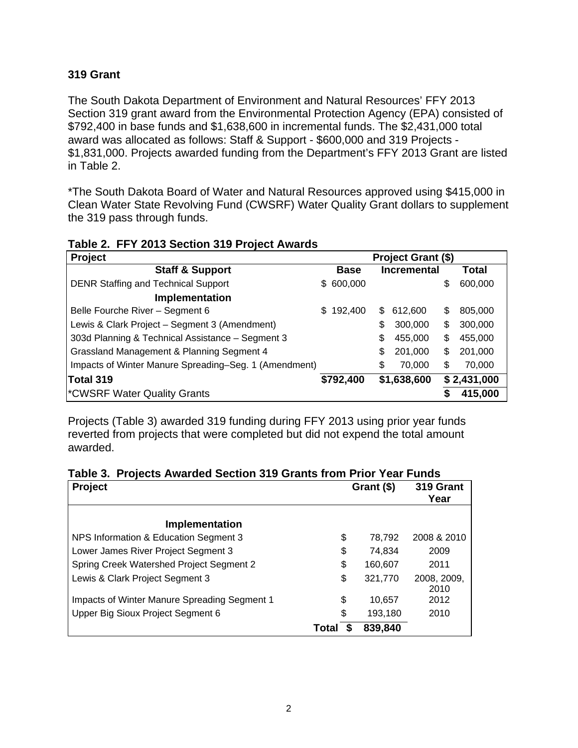### 319 Grant

The South Dakota Department of Environment and Natural Resources' FFY 2013 Section 319 grant award from the Environmental Protection Agency (EPA) consisted of $792,400 in base funds and $1,638,600 in incremental funds. The $2,431,000 total award was allocated as follows: Staff & Support - $600,000 and 319 Projects - $1,831,000. Projects awarded funding from the Department's FFY 2013 Grant are listed in Table 2.

*The South Dakota Board of Water and Natural Resources approved using $415,000 in Clean Water State Revolving Fund (CWSRF) Water Quality Grant dollars to supplement the 319 pass through funds.

**Table 2. FFY 2013 Section 319 Project Awards**

| Project | Project Grant ($) | | |
|---|---|---|---|
| **Staff & Support** | **Base** | **Incremental** | **Total** |
| DENR Staffing and Technical Support | $ 600,000 | | $ 600,000 |
| **Implementation** | | | |
| Belle Fourche River – Segment 6 | $ 192,400 | $ 612,600 | $ 805,000 |
| Lewis & Clark Project – Segment 3 (Amendment) | | $ 300,000 | $ 300,000 |
| 303d Planning & Technical Assistance – Segment 3 | | $ 455,000 | $ 455,000 |
| Grassland Management & Planning Segment 4 | | $ 201,000 | $ 201,000 |
| Impacts of Winter Manure Spreading–Seg. 1 (Amendment) | | $ 70,000 | $ 70,000 |
| **Total 319** | **$792,400** | **$1,638,600** | **$ 2,431,000** |
| *CWSRF Water Quality Grants | | | **$ 415,000** |

Projects (Table 3) awarded 319 funding during FFY 2013 using prior year funds reverted from projects that were completed but did not expend the total amount awarded.

**Table 3. Projects Awarded Section 319 Grants from Prior Year Funds**

| Project | Grant ($) | 319 Grant Year |
|---|---|---|
| **Implementation** | | |
| NPS Information & Education Segment 3 | $ 78,792 | 2008 & 2010 |
| Lower James River Project Segment 3 | $ 74,834 | 2009 |
| Spring Creek Watershed Project Segment 2 | $ 160,607 | 2011 |
| Lewis & Clark Project Segment 3 | $ 321,770 | 2008, 2009, 2010 |
| Impacts of Winter Manure Spreading Segment 1 | $ 10,657 | 2012 |
| Upper Big Sioux Project Segment 6 | $ 193,180 | 2010 |
| **Total** | **$ 839,840** | |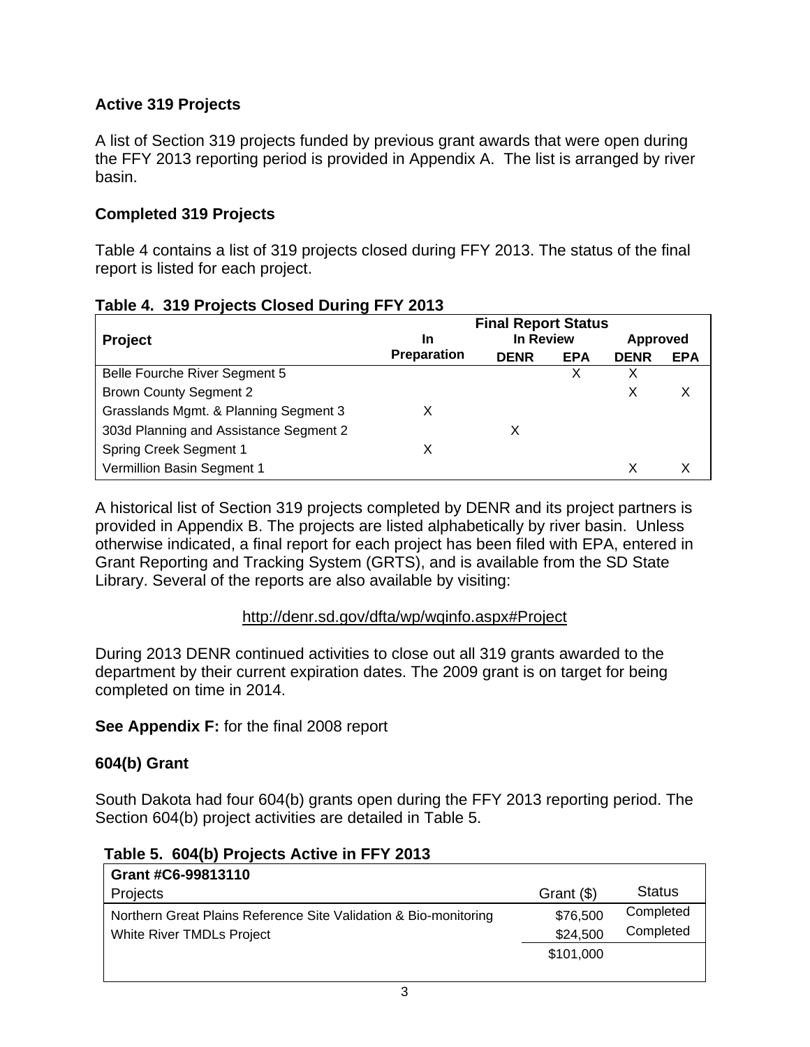## Active 319 Projects

A list of Section 319 projects funded by previous grant awards that were open during the FFY 2013 reporting period is provided in Appendix A. The list is arranged by river basin.

## Completed 319 Projects

Table 4 contains a list of 319 projects closed during FFY 2013. The status of the final report is listed for each project.

**Table 4. 319 Projects Closed During FFY 2013**

| Project | Final Report Status | | | | |
|---|---|---|---|---|---|
| | In Preparation | In Review | | Approved | |
| | | DENR | EPA | DENR | EPA |
| Belle Fourche River Segment 5 | | | X | X | |
| Brown County Segment 2 | | | | X | X |
| Grasslands Mgmt. & Planning Segment 3 | X | | | | |
| 303d Planning and Assistance Segment 2 | | X | | | |
| Spring Creek Segment 1 | X | | | | |
| Vermillion Basin Segment 1 | | | | X | X |

A historical list of Section 319 projects completed by DENR and its project partners is provided in Appendix B. The projects are listed alphabetically by river basin. Unless otherwise indicated, a final report for each project has been filed with EPA, entered in Grant Reporting and Tracking System (GRTS), and is available from the SD State Library. Several of the reports are also available by visiting:

http://denr.sd.gov/dfta/wp/wqinfo.aspx#Project

During 2013 DENR continued activities to close out all 319 grants awarded to the department by their current expiration dates. The 2009 grant is on target for being completed on time in 2014.

**See Appendix F:** for the final 2008 report

## 604(b) Grant

South Dakota had four 604(b) grants open during the FFY 2013 reporting period. The Section 604(b) project activities are detailed in Table 5.

**Table 5. 604(b) Projects Active in FFY 2013**

| **Grant #C6-99813110** | | |
|---|---|---|
| Projects | Grant ($) | Status |
| Northern Great Plains Reference Site Validation & Bio-monitoring | $76,500 | Completed |
| White River TMDLs Project | $24,500 | Completed |
| | $101,000 | |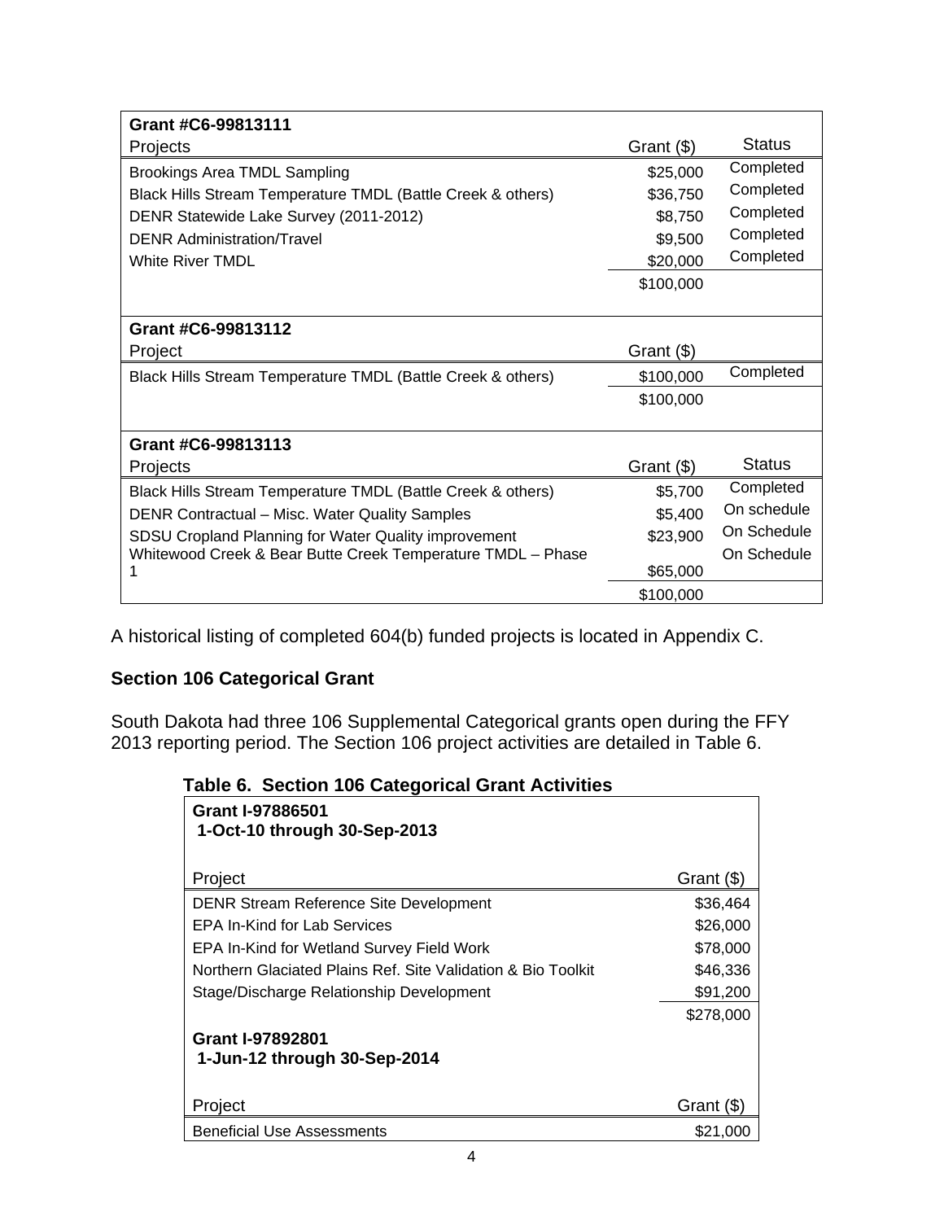| Grant #C6-99813111 | | |
|---|---|---|
| Projects | Grant ($) | Status |
| Brookings Area TMDL Sampling | $25,000 | Completed |
| Black Hills Stream Temperature TMDL (Battle Creek & others) | $36,750 | Completed |
| DENR Statewide Lake Survey (2011-2012) | $8,750 | Completed |
| DENR Administration/Travel | $9,500 | Completed |
| White River TMDL | $20,000 | Completed |
| | $100,000 | |

| Grant #C6-99813112 | | |
|---|---|---|
| Project | Grant ($) | |
| Black Hills Stream Temperature TMDL (Battle Creek & others) | $100,000 | Completed |
| | $100,000 | |

| Grant #C6-99813113 | | |
|---|---|---|
| Projects | Grant ($) | Status |
| Black Hills Stream Temperature TMDL (Battle Creek & others) | $5,700 | Completed |
| DENR Contractual – Misc. Water Quality Samples | $5,400 | On schedule |
| SDSU Cropland Planning for Water Quality improvement | $23,900 | On Schedule |
| Whitewood Creek & Bear Butte Creek Temperature TMDL – Phase 1 | $65,000 | On Schedule |
| | $100,000 | |

A historical listing of completed 604(b) funded projects is located in Appendix C.

### Section 106 Categorical Grant

South Dakota had three 106 Supplemental Categorical grants open during the FFY 2013 reporting period. The Section 106 project activities are detailed in Table 6.

**Table 6. Section 106 Categorical Grant Activities**

| Grant I-97886501<br>1-Oct-10 through 30-Sep-2013 | |
|---|---|
| Project | Grant ($) |
| DENR Stream Reference Site Development | $36,464 |
| EPA In-Kind for Lab Services | $26,000 |
| EPA In-Kind for Wetland Survey Field Work | $78,000 |
| Northern Glaciated Plains Ref. Site Validation & Bio Toolkit | $46,336 |
| Stage/Discharge Relationship Development | $91,200 |
| | $278,000 |
| **Grant I-97892801<br>1-Jun-12 through 30-Sep-2014** | |
| Project | Grant ($) |
| Beneficial Use Assessments | $21,000 |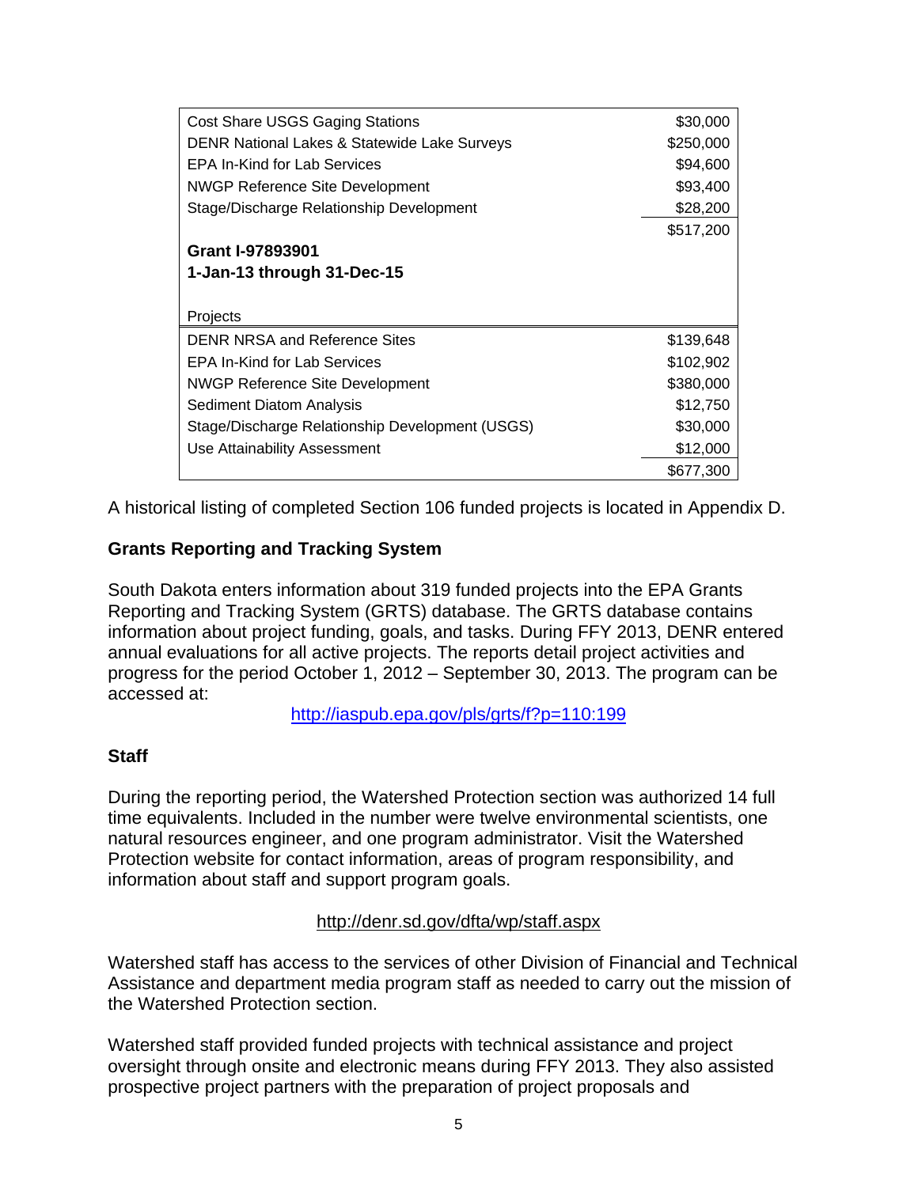| | |
|---|---|
| Cost Share USGS Gaging Stations | $30,000 |
| DENR National Lakes & Statewide Lake Surveys | $250,000 |
| EPA In-Kind for Lab Services | $94,600 |
| NWGP Reference Site Development | $93,400 |
| Stage/Discharge Relationship Development | $28,200 |
| | $517,200 |

**Grant I-97893901**
**1-Jan-13 through 31-Dec-15**

| Projects | |
|---|---|
| DENR NRSA and Reference Sites | $139,648 |
| EPA In-Kind for Lab Services | $102,902 |
| NWGP Reference Site Development | $380,000 |
| Sediment Diatom Analysis | $12,750 |
| Stage/Discharge Relationship Development (USGS) | $30,000 |
| Use Attainability Assessment | $12,000 |
| | $677,300 |

A historical listing of completed Section 106 funded projects is located in Appendix D.

### Grants Reporting and Tracking System

South Dakota enters information about 319 funded projects into the EPA Grants Reporting and Tracking System (GRTS) database. The GRTS database contains information about project funding, goals, and tasks. During FFY 2013, DENR entered annual evaluations for all active projects. The reports detail project activities and progress for the period October 1, 2012 – September 30, 2013. The program can be accessed at:

http://iaspub.epa.gov/pls/grts/f?p=110:199

### Staff

During the reporting period, the Watershed Protection section was authorized 14 full time equivalents. Included in the number were twelve environmental scientists, one natural resources engineer, and one program administrator. Visit the Watershed Protection website for contact information, areas of program responsibility, and information about staff and support program goals.

http://denr.sd.gov/dfta/wp/staff.aspx

Watershed staff has access to the services of other Division of Financial and Technical Assistance and department media program staff as needed to carry out the mission of the Watershed Protection section.

Watershed staff provided funded projects with technical assistance and project oversight through onsite and electronic means during FFY 2013. They also assisted prospective project partners with the preparation of project proposals and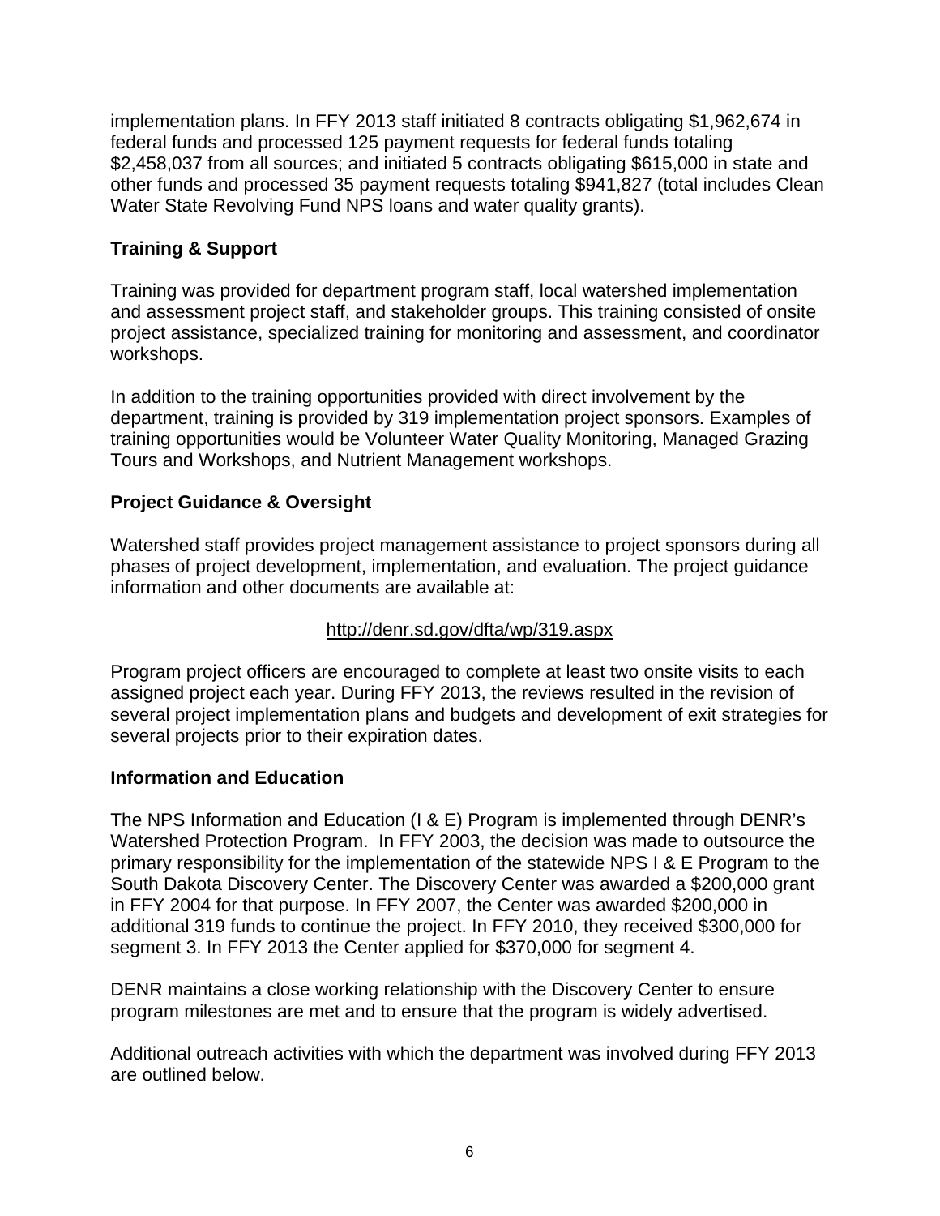implementation plans. In FFY 2013 staff initiated 8 contracts obligating $1,962,674 in federal funds and processed 125 payment requests for federal funds totaling $2,458,037 from all sources; and initiated 5 contracts obligating $615,000 in state and other funds and processed 35 payment requests totaling $941,827 (total includes Clean Water State Revolving Fund NPS loans and water quality grants).

### Training & Support

Training was provided for department program staff, local watershed implementation and assessment project staff, and stakeholder groups. This training consisted of onsite project assistance, specialized training for monitoring and assessment, and coordinator workshops.

In addition to the training opportunities provided with direct involvement by the department, training is provided by 319 implementation project sponsors. Examples of training opportunities would be Volunteer Water Quality Monitoring, Managed Grazing Tours and Workshops, and Nutrient Management workshops.

### Project Guidance & Oversight

Watershed staff provides project management assistance to project sponsors during all phases of project development, implementation, and evaluation. The project guidance information and other documents are available at:

http://denr.sd.gov/dfta/wp/319.aspx

Program project officers are encouraged to complete at least two onsite visits to each assigned project each year. During FFY 2013, the reviews resulted in the revision of several project implementation plans and budgets and development of exit strategies for several projects prior to their expiration dates.

### Information and Education

The NPS Information and Education (I & E) Program is implemented through DENR's Watershed Protection Program. In FFY 2003, the decision was made to outsource the primary responsibility for the implementation of the statewide NPS I & E Program to the South Dakota Discovery Center. The Discovery Center was awarded a $200,000 grant in FFY 2004 for that purpose. In FFY 2007, the Center was awarded $200,000 in additional 319 funds to continue the project. In FFY 2010, they received $300,000 for segment 3. In FFY 2013 the Center applied for $370,000 for segment 4.

DENR maintains a close working relationship with the Discovery Center to ensure program milestones are met and to ensure that the program is widely advertised.

Additional outreach activities with which the department was involved during FFY 2013 are outlined below.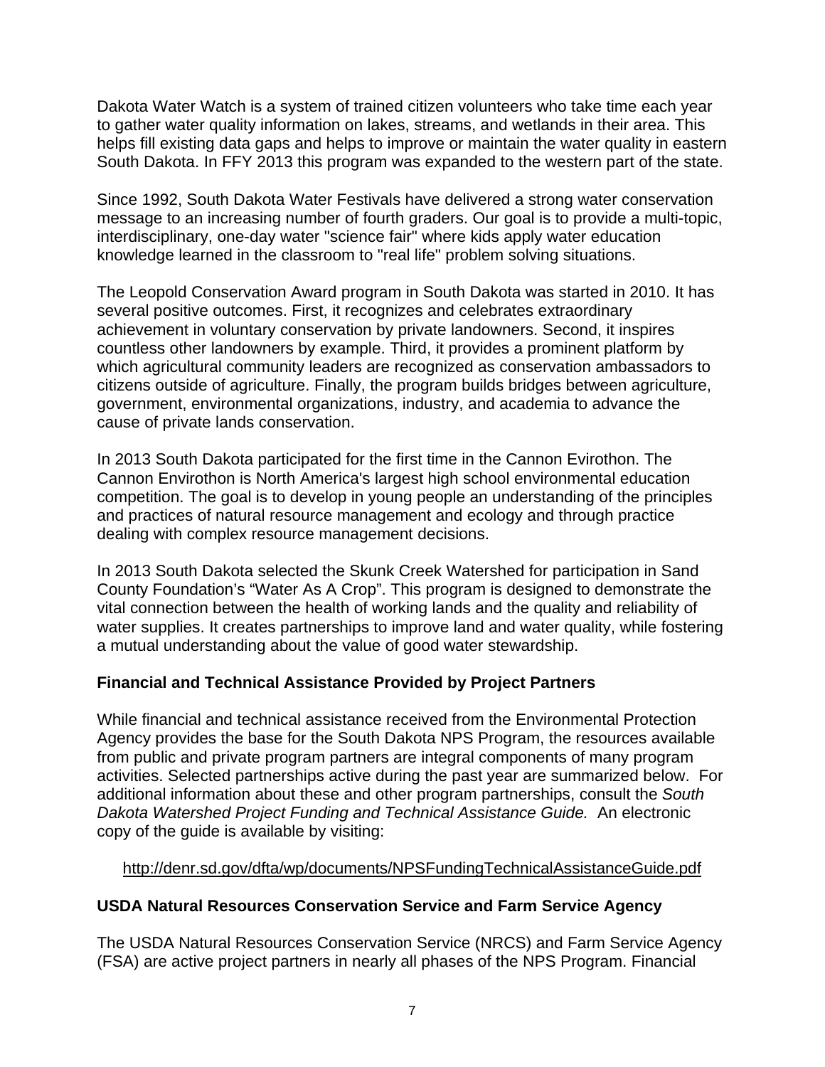Dakota Water Watch is a system of trained citizen volunteers who take time each year to gather water quality information on lakes, streams, and wetlands in their area. This helps fill existing data gaps and helps to improve or maintain the water quality in eastern South Dakota. In FFY 2013 this program was expanded to the western part of the state.

Since 1992, South Dakota Water Festivals have delivered a strong water conservation message to an increasing number of fourth graders. Our goal is to provide a multi-topic, interdisciplinary, one-day water "science fair" where kids apply water education knowledge learned in the classroom to "real life" problem solving situations.

The Leopold Conservation Award program in South Dakota was started in 2010. It has several positive outcomes. First, it recognizes and celebrates extraordinary achievement in voluntary conservation by private landowners. Second, it inspires countless other landowners by example. Third, it provides a prominent platform by which agricultural community leaders are recognized as conservation ambassadors to citizens outside of agriculture. Finally, the program builds bridges between agriculture, government, environmental organizations, industry, and academia to advance the cause of private lands conservation.

In 2013 South Dakota participated for the first time in the Cannon Evirothon. The Cannon Envirothon is North America's largest high school environmental education competition. The goal is to develop in young people an understanding of the principles and practices of natural resource management and ecology and through practice dealing with complex resource management decisions.

In 2013 South Dakota selected the Skunk Creek Watershed for participation in Sand County Foundation's "Water As A Crop". This program is designed to demonstrate the vital connection between the health of working lands and the quality and reliability of water supplies. It creates partnerships to improve land and water quality, while fostering a mutual understanding about the value of good water stewardship.

## Financial and Technical Assistance Provided by Project Partners

While financial and technical assistance received from the Environmental Protection Agency provides the base for the South Dakota NPS Program, the resources available from public and private program partners are integral components of many program activities. Selected partnerships active during the past year are summarized below. For additional information about these and other program partnerships, consult the *South Dakota Watershed Project Funding and Technical Assistance Guide.* An electronic copy of the guide is available by visiting:

http://denr.sd.gov/dfta/wp/documents/NPSFundingTechnicalAssistanceGuide.pdf

## USDA Natural Resources Conservation Service and Farm Service Agency

The USDA Natural Resources Conservation Service (NRCS) and Farm Service Agency (FSA) are active project partners in nearly all phases of the NPS Program. Financial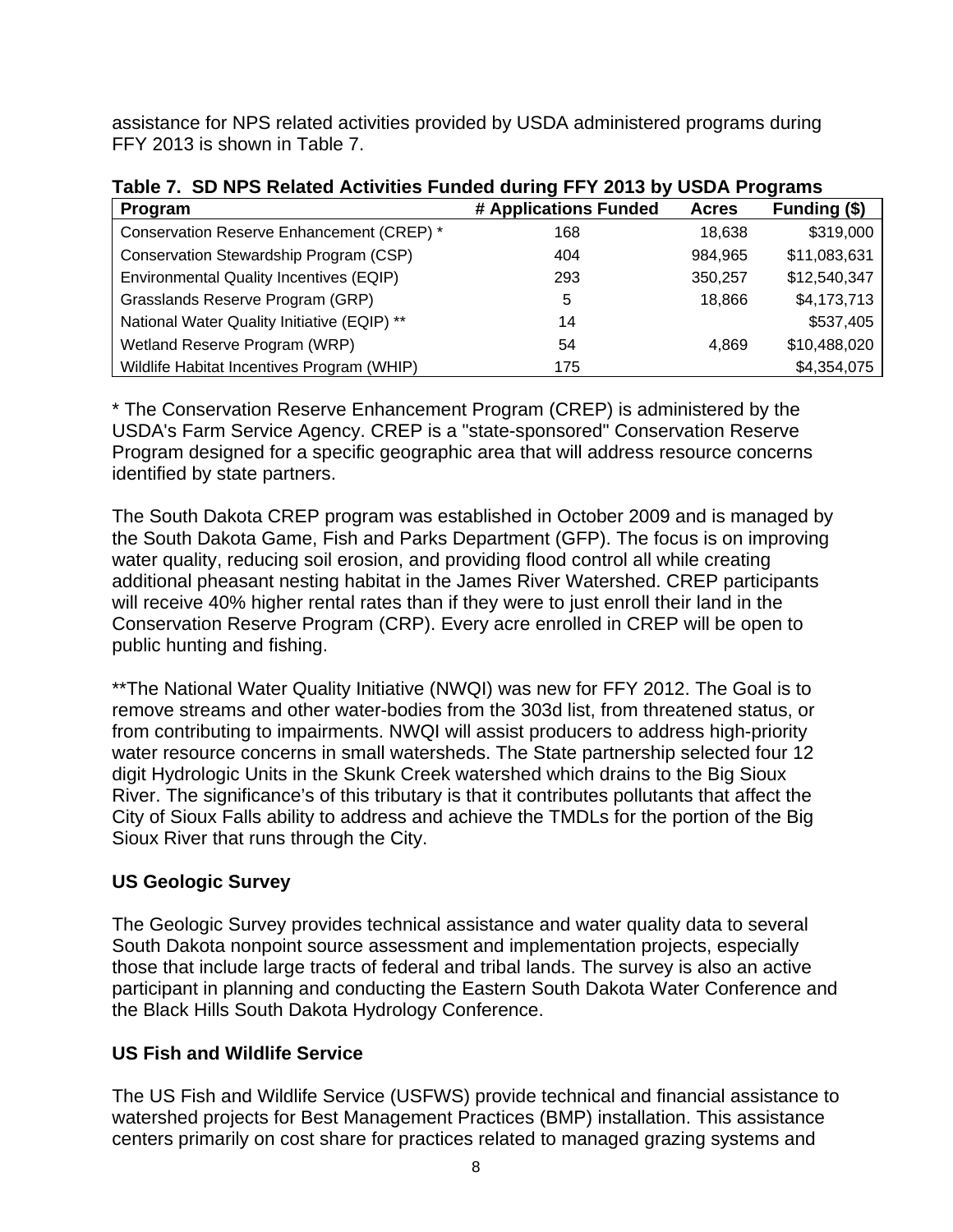assistance for NPS related activities provided by USDA administered programs during FFY 2013 is shown in Table 7.

**Table 7. SD NPS Related Activities Funded during FFY 2013 by USDA Programs**

| Program | # Applications Funded | Acres | Funding ($) |
|---|---|---|---|
| Conservation Reserve Enhancement (CREP) * | 168 | 18,638 | $319,000 |
| Conservation Stewardship Program (CSP) | 404 | 984,965 | $11,083,631 |
| Environmental Quality Incentives (EQIP) | 293 | 350,257 | $12,540,347 |
| Grasslands Reserve Program (GRP) | 5 | 18,866 | $4,173,713 |
| National Water Quality Initiative (EQIP) ** | 14 | | $537,405 |
| Wetland Reserve Program (WRP) | 54 | 4,869 | $10,488,020 |
| Wildlife Habitat Incentives Program (WHIP) | 175 | | $4,354,075 |

* The Conservation Reserve Enhancement Program (CREP) is administered by the USDA's Farm Service Agency. CREP is a "state-sponsored" Conservation Reserve Program designed for a specific geographic area that will address resource concerns identified by state partners.

The South Dakota CREP program was established in October 2009 and is managed by the South Dakota Game, Fish and Parks Department (GFP). The focus is on improving water quality, reducing soil erosion, and providing flood control all while creating additional pheasant nesting habitat in the James River Watershed. CREP participants will receive 40% higher rental rates than if they were to just enroll their land in the Conservation Reserve Program (CRP). Every acre enrolled in CREP will be open to public hunting and fishing.

**The National Water Quality Initiative (NWQI) was new for FFY 2012. The Goal is to remove streams and other water-bodies from the 303d list, from threatened status, or from contributing to impairments. NWQI will assist producers to address high-priority water resource concerns in small watersheds. The State partnership selected four 12 digit Hydrologic Units in the Skunk Creek watershed which drains to the Big Sioux River. The significance's of this tributary is that it contributes pollutants that affect the City of Sioux Falls ability to address and achieve the TMDLs for the portion of the Big Sioux River that runs through the City.

## US Geologic Survey

The Geologic Survey provides technical assistance and water quality data to several South Dakota nonpoint source assessment and implementation projects, especially those that include large tracts of federal and tribal lands. The survey is also an active participant in planning and conducting the Eastern South Dakota Water Conference and the Black Hills South Dakota Hydrology Conference.

## US Fish and Wildlife Service

The US Fish and Wildlife Service (USFWS) provide technical and financial assistance to watershed projects for Best Management Practices (BMP) installation. This assistance centers primarily on cost share for practices related to managed grazing systems and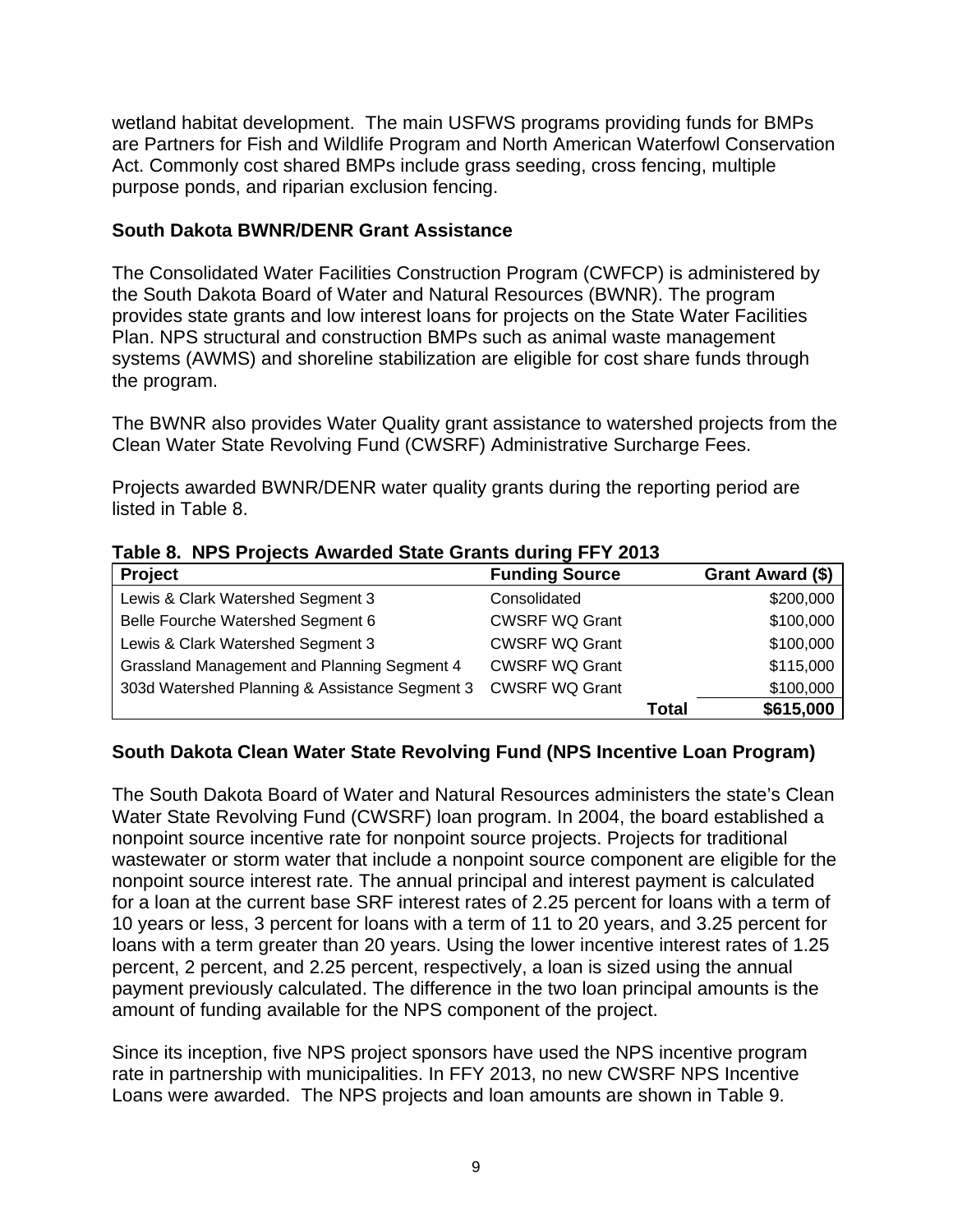wetland habitat development. The main USFWS programs providing funds for BMPs are Partners for Fish and Wildlife Program and North American Waterfowl Conservation Act. Commonly cost shared BMPs include grass seeding, cross fencing, multiple purpose ponds, and riparian exclusion fencing.

### South Dakota BWNR/DENR Grant Assistance

The Consolidated Water Facilities Construction Program (CWFCP) is administered by the South Dakota Board of Water and Natural Resources (BWNR). The program provides state grants and low interest loans for projects on the State Water Facilities Plan. NPS structural and construction BMPs such as animal waste management systems (AWMS) and shoreline stabilization are eligible for cost share funds through the program.

The BWNR also provides Water Quality grant assistance to watershed projects from the Clean Water State Revolving Fund (CWSRF) Administrative Surcharge Fees.

Projects awarded BWNR/DENR water quality grants during the reporting period are listed in Table 8.

**Table 8. NPS Projects Awarded State Grants during FFY 2013**

| Project | Funding Source | Grant Award ($) |
|---|---|---|
| Lewis & Clark Watershed Segment 3 | Consolidated | $200,000 |
| Belle Fourche Watershed Segment 6 | CWSRF WQ Grant | $100,000 |
| Lewis & Clark Watershed Segment 3 | CWSRF WQ Grant | $100,000 |
| Grassland Management and Planning Segment 4 | CWSRF WQ Grant | $115,000 |
| 303d Watershed Planning & Assistance Segment 3 | CWSRF WQ Grant | $100,000 |
| | **Total** | **$615,000** |

### South Dakota Clean Water State Revolving Fund (NPS Incentive Loan Program)

The South Dakota Board of Water and Natural Resources administers the state's Clean Water State Revolving Fund (CWSRF) loan program. In 2004, the board established a nonpoint source incentive rate for nonpoint source projects. Projects for traditional wastewater or storm water that include a nonpoint source component are eligible for the nonpoint source interest rate. The annual principal and interest payment is calculated for a loan at the current base SRF interest rates of 2.25 percent for loans with a term of 10 years or less, 3 percent for loans with a term of 11 to 20 years, and 3.25 percent for loans with a term greater than 20 years. Using the lower incentive interest rates of 1.25 percent, 2 percent, and 2.25 percent, respectively, a loan is sized using the annual payment previously calculated. The difference in the two loan principal amounts is the amount of funding available for the NPS component of the project.

Since its inception, five NPS project sponsors have used the NPS incentive program rate in partnership with municipalities. In FFY 2013, no new CWSRF NPS Incentive Loans were awarded. The NPS projects and loan amounts are shown in Table 9.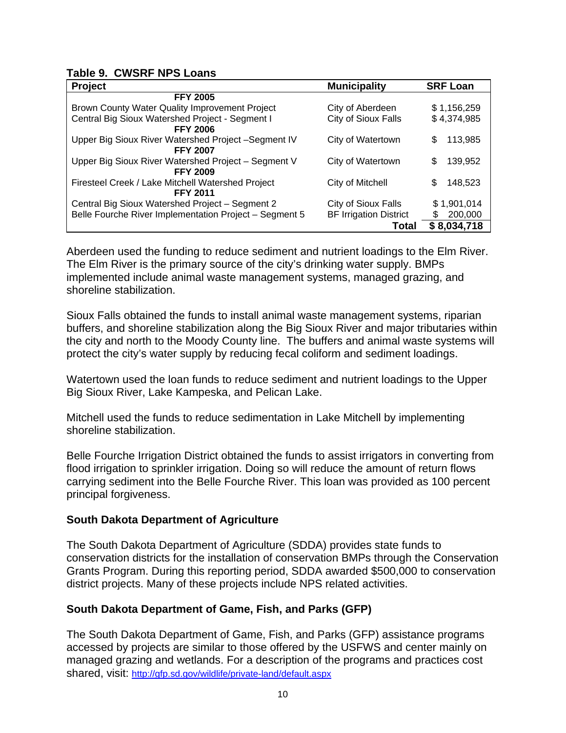**Table 9. CWSRF NPS Loans**

| Project | Municipality | SRF Loan |
|---|---|---|
| **FFY 2005** | | |
| Brown County Water Quality Improvement Project | City of Aberdeen | $ 1,156,259 |
| Central Big Sioux Watershed Project - Segment I | City of Sioux Falls | $ 4,374,985 |
| **FFY 2006** | | |
| Upper Big Sioux River Watershed Project –Segment IV | City of Watertown | $ 113,985 |
| **FFY 2007** | | |
| Upper Big Sioux River Watershed Project – Segment V | City of Watertown | $ 139,952 |
| **FFY 2009** | | |
| Firesteel Creek / Lake Mitchell Watershed Project | City of Mitchell | $ 148,523 |
| **FFY 2011** | | |
| Central Big Sioux Watershed Project – Segment 2 | City of Sioux Falls | $ 1,901,014 |
| Belle Fourche River Implementation Project – Segment 5 | BF Irrigation District | $ 200,000 |
| | **Total** | **$ 8,034,718** |

Aberdeen used the funding to reduce sediment and nutrient loadings to the Elm River. The Elm River is the primary source of the city's drinking water supply. BMPs implemented include animal waste management systems, managed grazing, and shoreline stabilization.

Sioux Falls obtained the funds to install animal waste management systems, riparian buffers, and shoreline stabilization along the Big Sioux River and major tributaries within the city and north to the Moody County line. The buffers and animal waste systems will protect the city's water supply by reducing fecal coliform and sediment loadings.

Watertown used the loan funds to reduce sediment and nutrient loadings to the Upper Big Sioux River, Lake Kampeska, and Pelican Lake.

Mitchell used the funds to reduce sedimentation in Lake Mitchell by implementing shoreline stabilization.

Belle Fourche Irrigation District obtained the funds to assist irrigators in converting from flood irrigation to sprinkler irrigation. Doing so will reduce the amount of return flows carrying sediment into the Belle Fourche River. This loan was provided as 100 percent principal forgiveness.

## South Dakota Department of Agriculture

The South Dakota Department of Agriculture (SDDA) provides state funds to conservation districts for the installation of conservation BMPs through the Conservation Grants Program. During this reporting period, SDDA awarded $500,000 to conservation district projects. Many of these projects include NPS related activities.

## South Dakota Department of Game, Fish, and Parks (GFP)

The South Dakota Department of Game, Fish, and Parks (GFP) assistance programs accessed by projects are similar to those offered by the USFWS and center mainly on managed grazing and wetlands. For a description of the programs and practices cost shared, visit: http://gfp.sd.gov/wildlife/private-land/default.aspx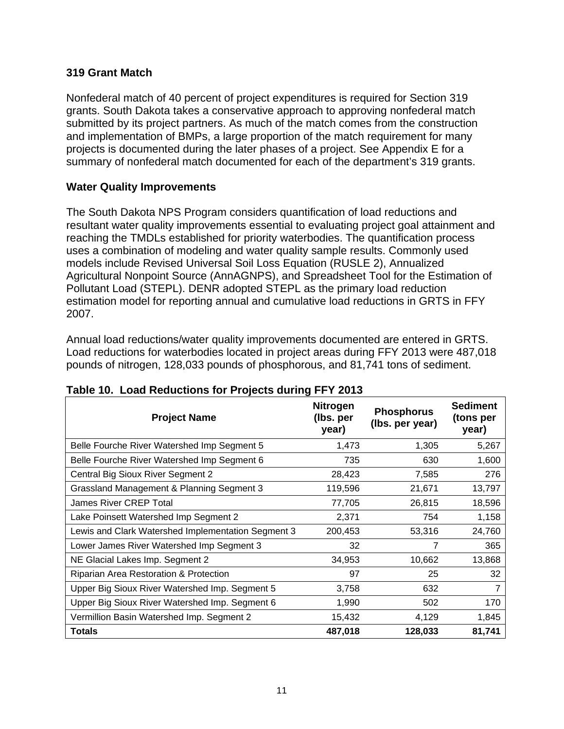### 319 Grant Match

Nonfederal match of 40 percent of project expenditures is required for Section 319 grants. South Dakota takes a conservative approach to approving nonfederal match submitted by its project partners. As much of the match comes from the construction and implementation of BMPs, a large proportion of the match requirement for many projects is documented during the later phases of a project. See Appendix E for a summary of nonfederal match documented for each of the department's 319 grants.

### Water Quality Improvements

The South Dakota NPS Program considers quantification of load reductions and resultant water quality improvements essential to evaluating project goal attainment and reaching the TMDLs established for priority waterbodies. The quantification process uses a combination of modeling and water quality sample results. Commonly used models include Revised Universal Soil Loss Equation (RUSLE 2), Annualized Agricultural Nonpoint Source (AnnAGNPS), and Spreadsheet Tool for the Estimation of Pollutant Load (STEPL). DENR adopted STEPL as the primary load reduction estimation model for reporting annual and cumulative load reductions in GRTS in FFY 2007.

Annual load reductions/water quality improvements documented are entered in GRTS. Load reductions for waterbodies located in project areas during FFY 2013 were 487,018 pounds of nitrogen, 128,033 pounds of phosphorous, and 81,741 tons of sediment.

**Table 10. Load Reductions for Projects during FFY 2013**

| Project Name | Nitrogen (lbs. per year) | Phosphorus (lbs. per year) | Sediment (tons per year) |
|---|---|---|---|
| Belle Fourche River Watershed Imp Segment 5 | 1,473 | 1,305 | 5,267 |
| Belle Fourche River Watershed Imp Segment 6 | 735 | 630 | 1,600 |
| Central Big Sioux River Segment 2 | 28,423 | 7,585 | 276 |
| Grassland Management & Planning Segment 3 | 119,596 | 21,671 | 13,797 |
| James River CREP Total | 77,705 | 26,815 | 18,596 |
| Lake Poinsett Watershed Imp Segment 2 | 2,371 | 754 | 1,158 |
| Lewis and Clark Watershed Implementation Segment 3 | 200,453 | 53,316 | 24,760 |
| Lower James River Watershed Imp Segment 3 | 32 | 7 | 365 |
| NE Glacial Lakes Imp. Segment 2 | 34,953 | 10,662 | 13,868 |
| Riparian Area Restoration & Protection | 97 | 25 | 32 |
| Upper Big Sioux River Watershed Imp. Segment 5 | 3,758 | 632 | 7 |
| Upper Big Sioux River Watershed Imp. Segment 6 | 1,990 | 502 | 170 |
| Vermillion Basin Watershed Imp. Segment 2 | 15,432 | 4,129 | 1,845 |
| **Totals** | **487,018** | **128,033** | **81,741** |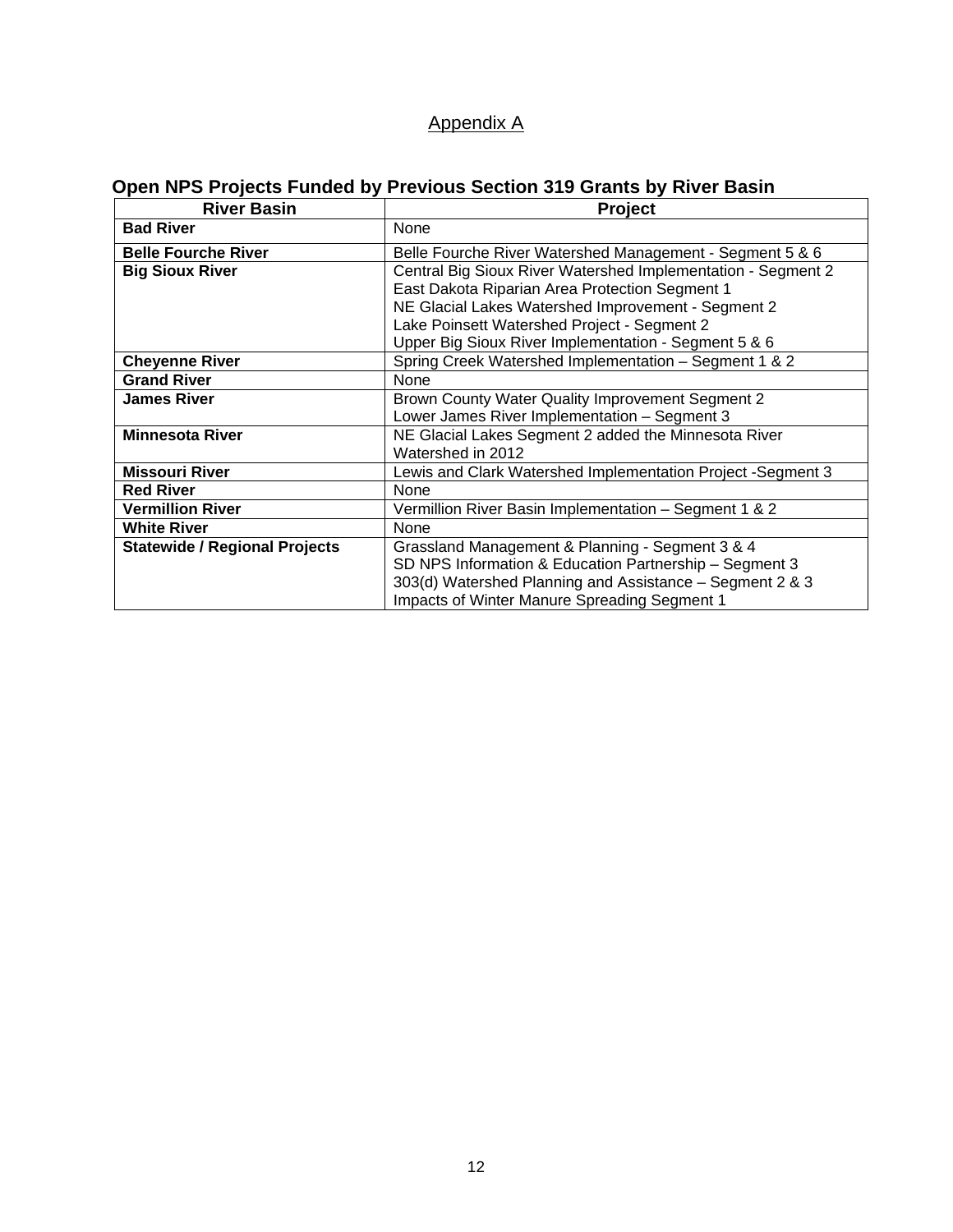Appendix A

## Open NPS Projects Funded by Previous Section 319 Grants by River Basin

| River Basin | Project |
|---|---|
| **Bad River** | None |
| **Belle Fourche River** | Belle Fourche River Watershed Management - Segment 5 & 6 |
| **Big Sioux River** | Central Big Sioux River Watershed Implementation - Segment 2<br>East Dakota Riparian Area Protection Segment 1<br>NE Glacial Lakes Watershed Improvement - Segment 2<br>Lake Poinsett Watershed Project - Segment 2<br>Upper Big Sioux River Implementation - Segment 5 & 6 |
| **Cheyenne River** | Spring Creek Watershed Implementation – Segment 1 & 2 |
| **Grand River** | None |
| **James River** | Brown County Water Quality Improvement Segment 2<br>Lower James River Implementation – Segment 3 |
| **Minnesota River** | NE Glacial Lakes Segment 2 added the Minnesota River Watershed in 2012 |
| **Missouri River** | Lewis and Clark Watershed Implementation Project -Segment 3 |
| **Red River** | None |
| **Vermillion River** | Vermillion River Basin Implementation – Segment 1 & 2 |
| **White River** | None |
| **Statewide / Regional Projects** | Grassland Management & Planning - Segment 3 & 4<br>SD NPS Information & Education Partnership – Segment 3<br>303(d) Watershed Planning and Assistance – Segment 2 & 3<br>Impacts of Winter Manure Spreading Segment 1 |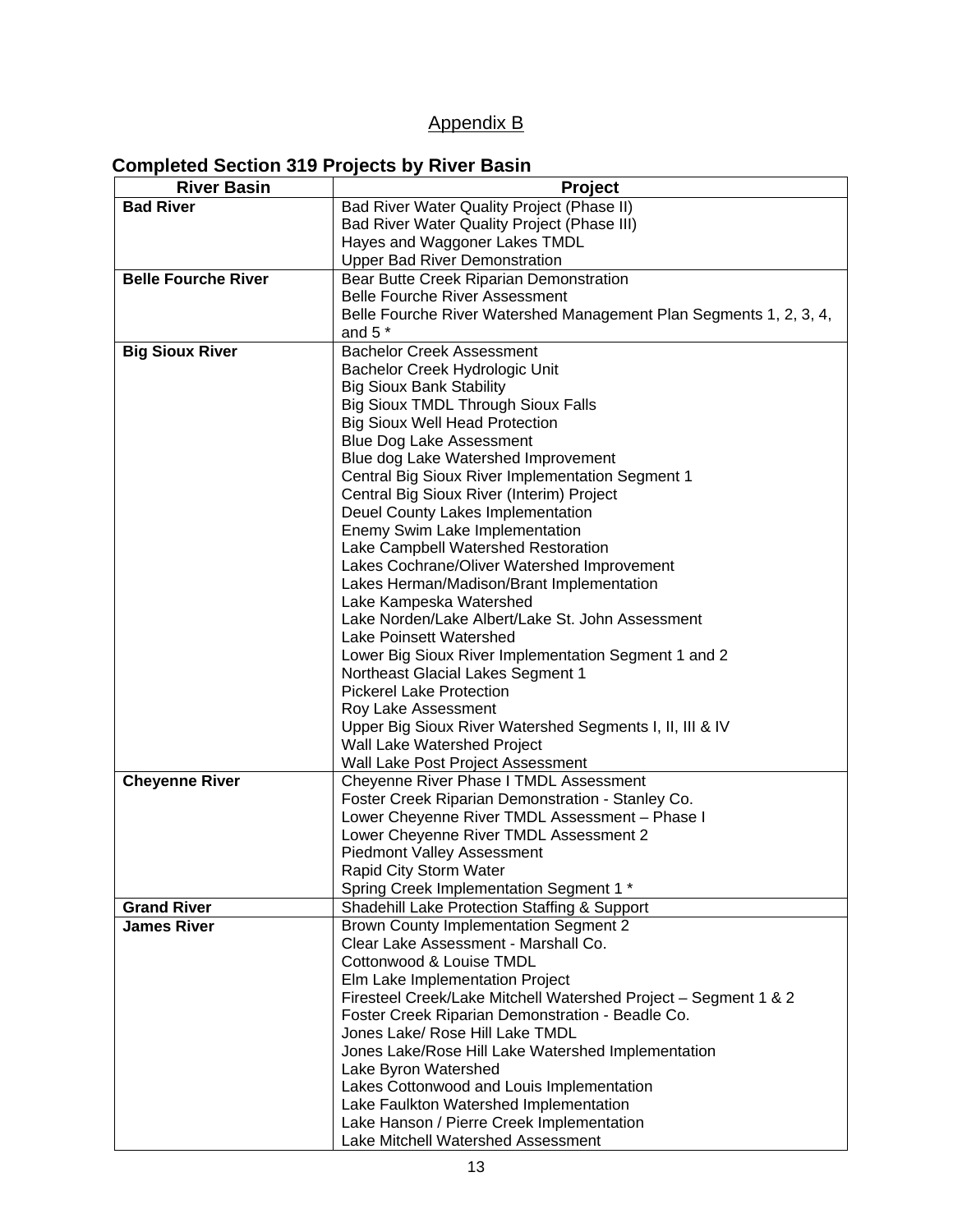Appendix B

## Completed Section 319 Projects by River Basin

| River Basin | Project |
|---|---|
| **Bad River** | Bad River Water Quality Project (Phase II)<br>Bad River Water Quality Project (Phase III)<br>Hayes and Waggoner Lakes TMDL<br>Upper Bad River Demonstration |
| **Belle Fourche River** | Bear Butte Creek Riparian Demonstration<br>Belle Fourche River Assessment<br>Belle Fourche River Watershed Management Plan Segments 1, 2, 3, 4, and 5 * |
| **Big Sioux River** | Bachelor Creek Assessment<br>Bachelor Creek Hydrologic Unit<br>Big Sioux Bank Stability<br>Big Sioux TMDL Through Sioux Falls<br>Big Sioux Well Head Protection<br>Blue Dog Lake Assessment<br>Blue dog Lake Watershed Improvement<br>Central Big Sioux River Implementation Segment 1<br>Central Big Sioux River (Interim) Project<br>Deuel County Lakes Implementation<br>Enemy Swim Lake Implementation<br>Lake Campbell Watershed Restoration<br>Lakes Cochrane/Oliver Watershed Improvement<br>Lakes Herman/Madison/Brant Implementation<br>Lake Kampeska Watershed<br>Lake Norden/Lake Albert/Lake St. John Assessment<br>Lake Poinsett Watershed<br>Lower Big Sioux River Implementation Segment 1 and 2<br>Northeast Glacial Lakes Segment 1<br>Pickerel Lake Protection<br>Roy Lake Assessment<br>Upper Big Sioux River Watershed Segments I, II, III & IV<br>Wall Lake Watershed Project<br>Wall Lake Post Project Assessment |
| **Cheyenne River** | Cheyenne River Phase I TMDL Assessment<br>Foster Creek Riparian Demonstration - Stanley Co.<br>Lower Cheyenne River TMDL Assessment – Phase I<br>Lower Cheyenne River TMDL Assessment 2<br>Piedmont Valley Assessment<br>Rapid City Storm Water<br>Spring Creek Implementation Segment 1 * |
| **Grand River** | Shadehill Lake Protection Staffing & Support |
| **James River** | Brown County Implementation Segment 2<br>Clear Lake Assessment - Marshall Co.<br>Cottonwood & Louise TMDL<br>Elm Lake Implementation Project<br>Firesteel Creek/Lake Mitchell Watershed Project – Segment 1 & 2<br>Foster Creek Riparian Demonstration - Beadle Co.<br>Jones Lake/ Rose Hill Lake TMDL<br>Jones Lake/Rose Hill Lake Watershed Implementation<br>Lake Byron Watershed<br>Lakes Cottonwood and Louis Implementation<br>Lake Faulkton Watershed Implementation<br>Lake Hanson / Pierre Creek Implementation<br>Lake Mitchell Watershed Assessment |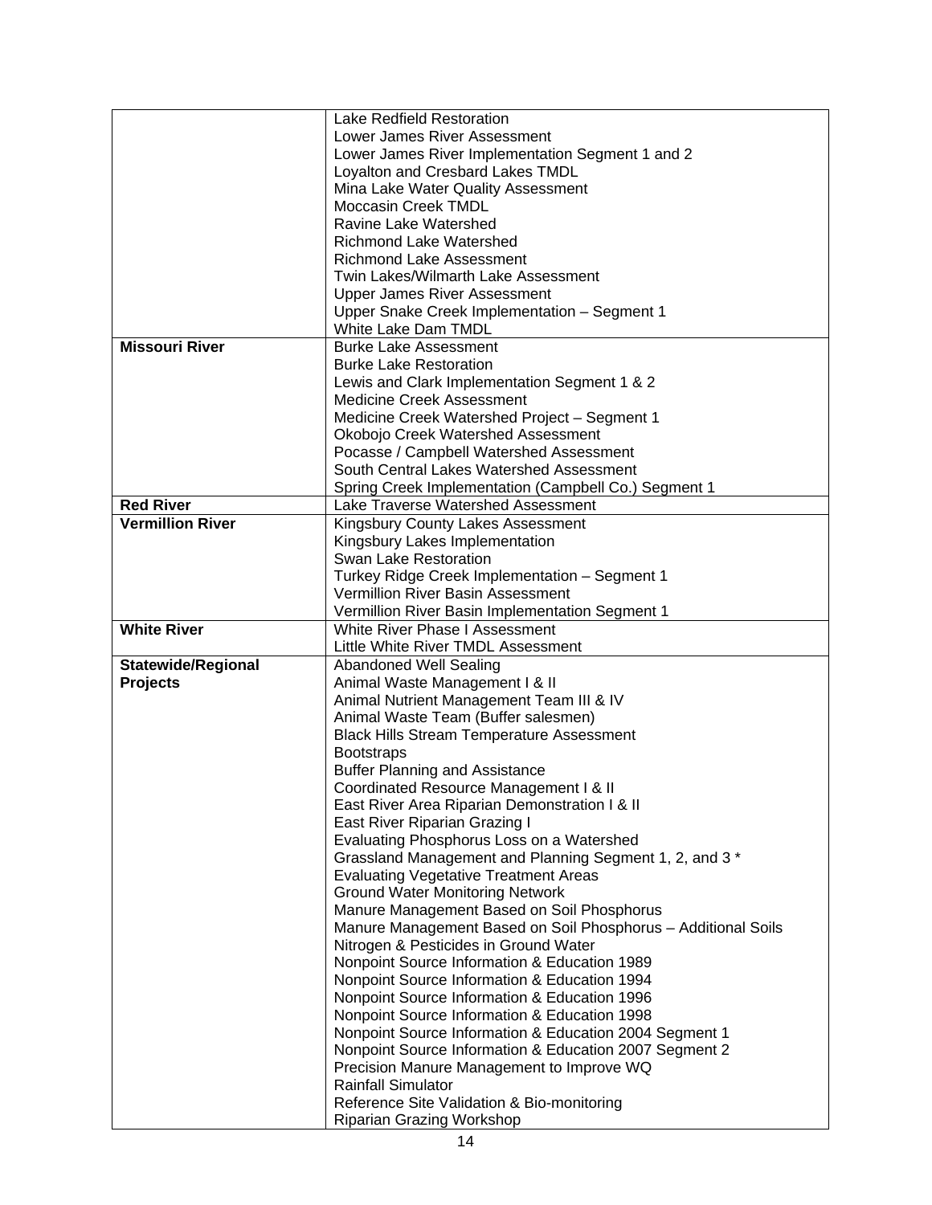| | |
|---|---|
| | Lake Redfield Restoration<br>Lower James River Assessment<br>Lower James River Implementation Segment 1 and 2<br>Loyalton and Cresbard Lakes TMDL<br>Mina Lake Water Quality Assessment<br>Moccasin Creek TMDL<br>Ravine Lake Watershed<br>Richmond Lake Watershed<br>Richmond Lake Assessment<br>Twin Lakes/Wilmarth Lake Assessment<br>Upper James River Assessment<br>Upper Snake Creek Implementation – Segment 1<br>White Lake Dam TMDL |
| **Missouri River** | Burke Lake Assessment<br>Burke Lake Restoration<br>Lewis and Clark Implementation Segment 1 & 2<br>Medicine Creek Assessment<br>Medicine Creek Watershed Project – Segment 1<br>Okobojo Creek Watershed Assessment<br>Pocasse / Campbell Watershed Assessment<br>South Central Lakes Watershed Assessment<br>Spring Creek Implementation (Campbell Co.) Segment 1 |
| **Red River** | Lake Traverse Watershed Assessment |
| **Vermillion River** | Kingsbury County Lakes Assessment<br>Kingsbury Lakes Implementation<br>Swan Lake Restoration<br>Turkey Ridge Creek Implementation – Segment 1<br>Vermillion River Basin Assessment<br>Vermillion River Basin Implementation Segment 1 |
| **White River** | White River Phase I Assessment<br>Little White River TMDL Assessment |
| **Statewide/Regional Projects** | Abandoned Well Sealing<br>Animal Waste Management I & II<br>Animal Nutrient Management Team III & IV<br>Animal Waste Team (Buffer salesmen)<br>Black Hills Stream Temperature Assessment<br>Bootstraps<br>Buffer Planning and Assistance<br>Coordinated Resource Management I & II<br>East River Area Riparian Demonstration I & II<br>East River Riparian Grazing I<br>Evaluating Phosphorus Loss on a Watershed<br>Grassland Management and Planning Segment 1, 2, and 3 *<br>Evaluating Vegetative Treatment Areas<br>Ground Water Monitoring Network<br>Manure Management Based on Soil Phosphorus<br>Manure Management Based on Soil Phosphorus – Additional Soils<br>Nitrogen & Pesticides in Ground Water<br>Nonpoint Source Information & Education 1989<br>Nonpoint Source Information & Education 1994<br>Nonpoint Source Information & Education 1996<br>Nonpoint Source Information & Education 1998<br>Nonpoint Source Information & Education 2004 Segment 1<br>Nonpoint Source Information & Education 2007 Segment 2<br>Precision Manure Management to Improve WQ<br>Rainfall Simulator<br>Reference Site Validation & Bio-monitoring<br>Riparian Grazing Workshop |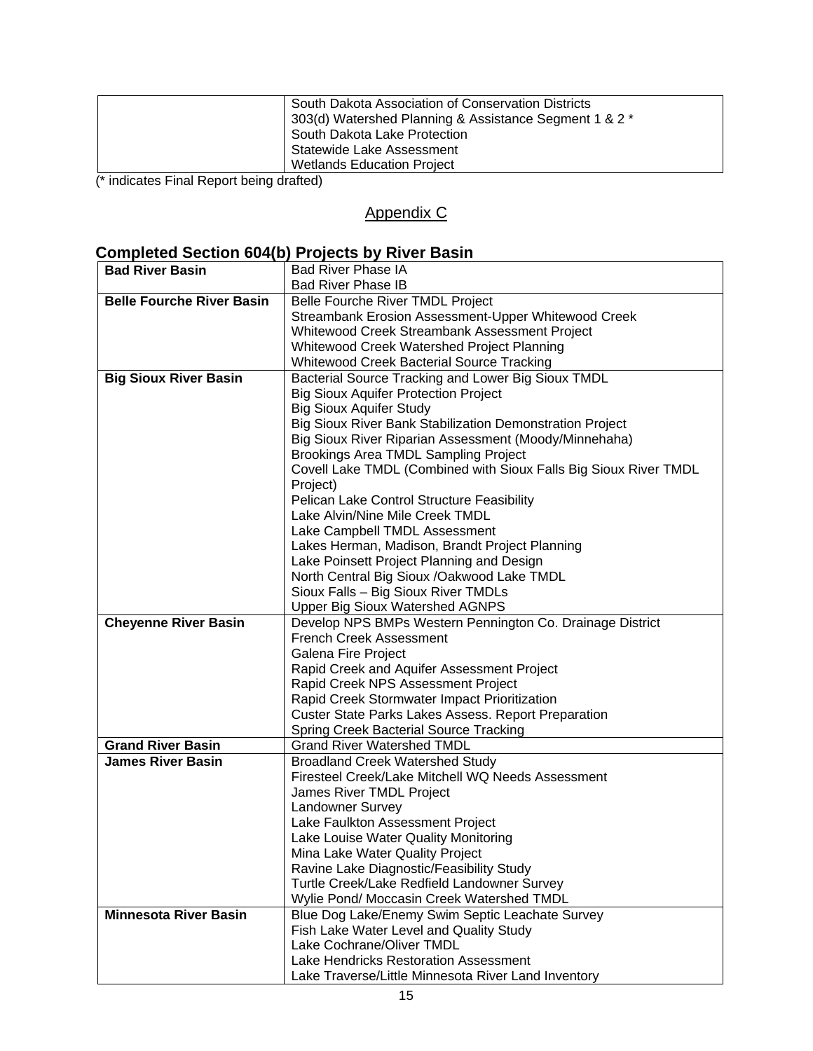| | |
|---|---|
| | South Dakota Association of Conservation Districts<br>303(d) Watershed Planning & Assistance Segment 1 & 2 *<br>South Dakota Lake Protection<br>Statewide Lake Assessment<br>Wetlands Education Project |

(* indicates Final Report being drafted)

## Appendix C

### Completed Section 604(b) Projects by River Basin

| | |
|---|---|
| **Bad River Basin** | Bad River Phase IA<br>Bad River Phase IB |
| **Belle Fourche River Basin** | Belle Fourche River TMDL Project<br>Streambank Erosion Assessment-Upper Whitewood Creek<br>Whitewood Creek Streambank Assessment Project<br>Whitewood Creek Watershed Project Planning<br>Whitewood Creek Bacterial Source Tracking |
| **Big Sioux River Basin** | Bacterial Source Tracking and Lower Big Sioux TMDL<br>Big Sioux Aquifer Protection Project<br>Big Sioux Aquifer Study<br>Big Sioux River Bank Stabilization Demonstration Project<br>Big Sioux River Riparian Assessment (Moody/Minnehaha)<br>Brookings Area TMDL Sampling Project<br>Covell Lake TMDL (Combined with Sioux Falls Big Sioux River TMDL Project)<br>Pelican Lake Control Structure Feasibility<br>Lake Alvin/Nine Mile Creek TMDL<br>Lake Campbell TMDL Assessment<br>Lakes Herman, Madison, Brandt Project Planning<br>Lake Poinsett Project Planning and Design<br>North Central Big Sioux /Oakwood Lake TMDL<br>Sioux Falls – Big Sioux River TMDLs<br>Upper Big Sioux Watershed AGNPS |
| **Cheyenne River Basin** | Develop NPS BMPs Western Pennington Co. Drainage District<br>French Creek Assessment<br>Galena Fire Project<br>Rapid Creek and Aquifer Assessment Project<br>Rapid Creek NPS Assessment Project<br>Rapid Creek Stormwater Impact Prioritization<br>Custer State Parks Lakes Assess. Report Preparation<br>Spring Creek Bacterial Source Tracking |
| **Grand River Basin** | Grand River Watershed TMDL |
| **James River Basin** | Broadland Creek Watershed Study<br>Firesteel Creek/Lake Mitchell WQ Needs Assessment<br>James River TMDL Project<br>Landowner Survey<br>Lake Faulkton Assessment Project<br>Lake Louise Water Quality Monitoring<br>Mina Lake Water Quality Project<br>Ravine Lake Diagnostic/Feasibility Study<br>Turtle Creek/Lake Redfield Landowner Survey<br>Wylie Pond/ Moccasin Creek Watershed TMDL |
| **Minnesota River Basin** | Blue Dog Lake/Enemy Swim Septic Leachate Survey<br>Fish Lake Water Level and Quality Study<br>Lake Cochrane/Oliver TMDL<br>Lake Hendricks Restoration Assessment<br>Lake Traverse/Little Minnesota River Land Inventory |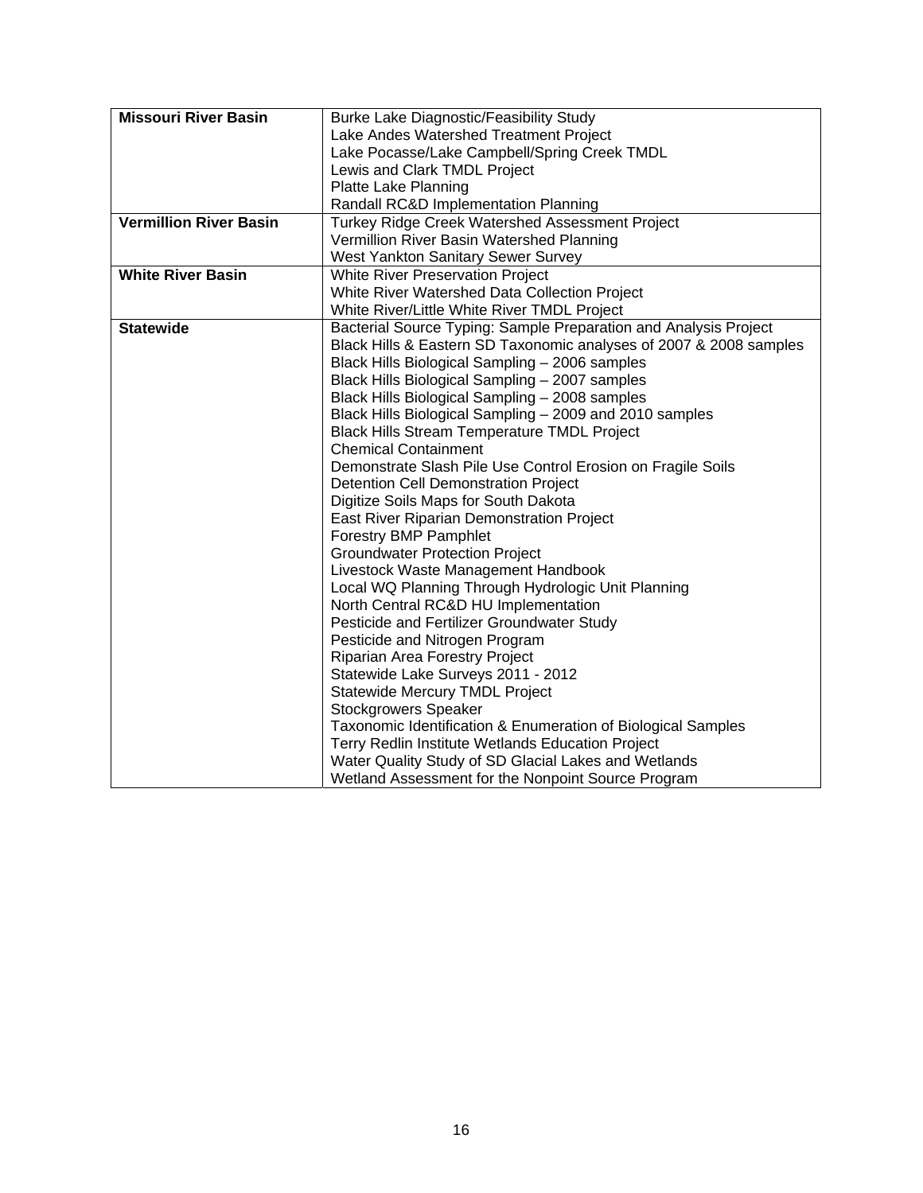| **Missouri River Basin** | Burke Lake Diagnostic/Feasibility Study<br>Lake Andes Watershed Treatment Project<br>Lake Pocasse/Lake Campbell/Spring Creek TMDL<br>Lewis and Clark TMDL Project<br>Platte Lake Planning<br>Randall RC&D Implementation Planning |
|---|---|
| **Vermillion River Basin** | Turkey Ridge Creek Watershed Assessment Project<br>Vermillion River Basin Watershed Planning<br>West Yankton Sanitary Sewer Survey |
| **White River Basin** | White River Preservation Project<br>White River Watershed Data Collection Project<br>White River/Little White River TMDL Project |
| **Statewide** | Bacterial Source Typing: Sample Preparation and Analysis Project<br>Black Hills & Eastern SD Taxonomic analyses of 2007 & 2008 samples<br>Black Hills Biological Sampling – 2006 samples<br>Black Hills Biological Sampling – 2007 samples<br>Black Hills Biological Sampling – 2008 samples<br>Black Hills Biological Sampling – 2009 and 2010 samples<br>Black Hills Stream Temperature TMDL Project<br>Chemical Containment<br>Demonstrate Slash Pile Use Control Erosion on Fragile Soils<br>Detention Cell Demonstration Project<br>Digitize Soils Maps for South Dakota<br>East River Riparian Demonstration Project<br>Forestry BMP Pamphlet<br>Groundwater Protection Project<br>Livestock Waste Management Handbook<br>Local WQ Planning Through Hydrologic Unit Planning<br>North Central RC&D HU Implementation<br>Pesticide and Fertilizer Groundwater Study<br>Pesticide and Nitrogen Program<br>Riparian Area Forestry Project<br>Statewide Lake Surveys 2011 - 2012<br>Statewide Mercury TMDL Project<br>Stockgrowers Speaker<br>Taxonomic Identification & Enumeration of Biological Samples<br>Terry Redlin Institute Wetlands Education Project<br>Water Quality Study of SD Glacial Lakes and Wetlands<br>Wetland Assessment for the Nonpoint Source Program |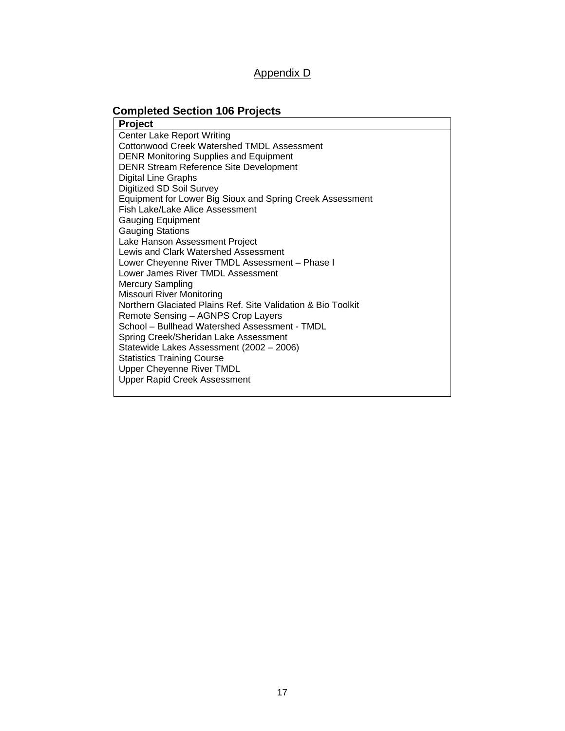Appendix D

## Completed Section 106 Projects

| Project |
| --- |
| Center Lake Report Writing |
| Cottonwood Creek Watershed TMDL Assessment |
| DENR Monitoring Supplies and Equipment |
| DENR Stream Reference Site Development |
| Digital Line Graphs |
| Digitized SD Soil Survey |
| Equipment for Lower Big Sioux and Spring Creek Assessment |
| Fish Lake/Lake Alice Assessment |
| Gauging Equipment |
| Gauging Stations |
| Lake Hanson Assessment Project |
| Lewis and Clark Watershed Assessment |
| Lower Cheyenne River TMDL Assessment – Phase I |
| Lower James River TMDL Assessment |
| Mercury Sampling |
| Missouri River Monitoring |
| Northern Glaciated Plains Ref. Site Validation & Bio Toolkit |
| Remote Sensing – AGNPS Crop Layers |
| School – Bullhead Watershed Assessment - TMDL |
| Spring Creek/Sheridan Lake Assessment |
| Statewide Lakes Assessment (2002 – 2006) |
| Statistics Training Course |
| Upper Cheyenne River TMDL |
| Upper Rapid Creek Assessment |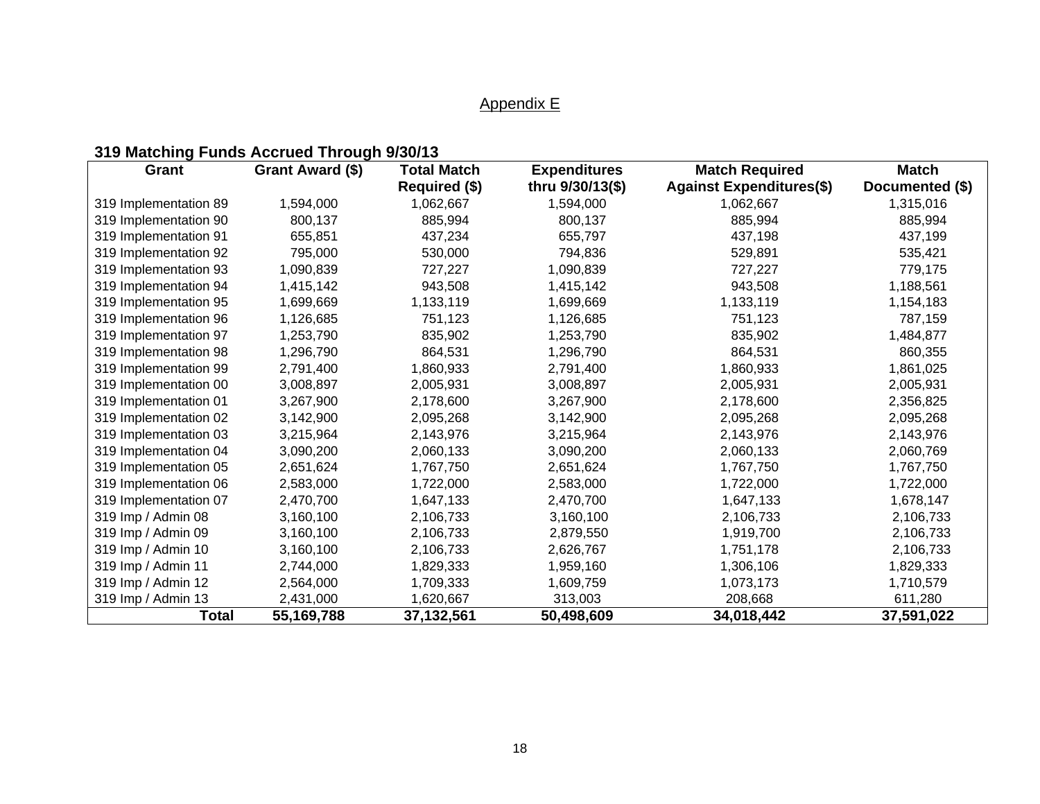## Appendix E

**319 Matching Funds Accrued Through 9/30/13**

| Grant | Grant Award ($) | Total Match Required ($) | Expenditures thru 9/30/13($) | Match Required Against Expenditures($) | Match Documented ($) |
|---|---|---|---|---|---|
| 319 Implementation 89 | 1,594,000 | 1,062,667 | 1,594,000 | 1,062,667 | 1,315,016 |
| 319 Implementation 90 | 800,137 | 885,994 | 800,137 | 885,994 | 885,994 |
| 319 Implementation 91 | 655,851 | 437,234 | 655,797 | 437,198 | 437,199 |
| 319 Implementation 92 | 795,000 | 530,000 | 794,836 | 529,891 | 535,421 |
| 319 Implementation 93 | 1,090,839 | 727,227 | 1,090,839 | 727,227 | 779,175 |
| 319 Implementation 94 | 1,415,142 | 943,508 | 1,415,142 | 943,508 | 1,188,561 |
| 319 Implementation 95 | 1,699,669 | 1,133,119 | 1,699,669 | 1,133,119 | 1,154,183 |
| 319 Implementation 96 | 1,126,685 | 751,123 | 1,126,685 | 751,123 | 787,159 |
| 319 Implementation 97 | 1,253,790 | 835,902 | 1,253,790 | 835,902 | 1,484,877 |
| 319 Implementation 98 | 1,296,790 | 864,531 | 1,296,790 | 864,531 | 860,355 |
| 319 Implementation 99 | 2,791,400 | 1,860,933 | 2,791,400 | 1,860,933 | 1,861,025 |
| 319 Implementation 00 | 3,008,897 | 2,005,931 | 3,008,897 | 2,005,931 | 2,005,931 |
| 319 Implementation 01 | 3,267,900 | 2,178,600 | 3,267,900 | 2,178,600 | 2,356,825 |
| 319 Implementation 02 | 3,142,900 | 2,095,268 | 3,142,900 | 2,095,268 | 2,095,268 |
| 319 Implementation 03 | 3,215,964 | 2,143,976 | 3,215,964 | 2,143,976 | 2,143,976 |
| 319 Implementation 04 | 3,090,200 | 2,060,133 | 3,090,200 | 2,060,133 | 2,060,769 |
| 319 Implementation 05 | 2,651,624 | 1,767,750 | 2,651,624 | 1,767,750 | 1,767,750 |
| 319 Implementation 06 | 2,583,000 | 1,722,000 | 2,583,000 | 1,722,000 | 1,722,000 |
| 319 Implementation 07 | 2,470,700 | 1,647,133 | 2,470,700 | 1,647,133 | 1,678,147 |
| 319 Imp / Admin 08 | 3,160,100 | 2,106,733 | 3,160,100 | 2,106,733 | 2,106,733 |
| 319 Imp / Admin 09 | 3,160,100 | 2,106,733 | 2,879,550 | 1,919,700 | 2,106,733 |
| 319 Imp / Admin 10 | 3,160,100 | 2,106,733 | 2,626,767 | 1,751,178 | 2,106,733 |
| 319 Imp / Admin 11 | 2,744,000 | 1,829,333 | 1,959,160 | 1,306,106 | 1,829,333 |
| 319 Imp / Admin 12 | 2,564,000 | 1,709,333 | 1,609,759 | 1,073,173 | 1,710,579 |
| 319 Imp / Admin 13 | 2,431,000 | 1,620,667 | 313,003 | 208,668 | 611,280 |
| **Total** | **55,169,788** | **37,132,561** | **50,498,609** | **34,018,442** | **37,591,022** |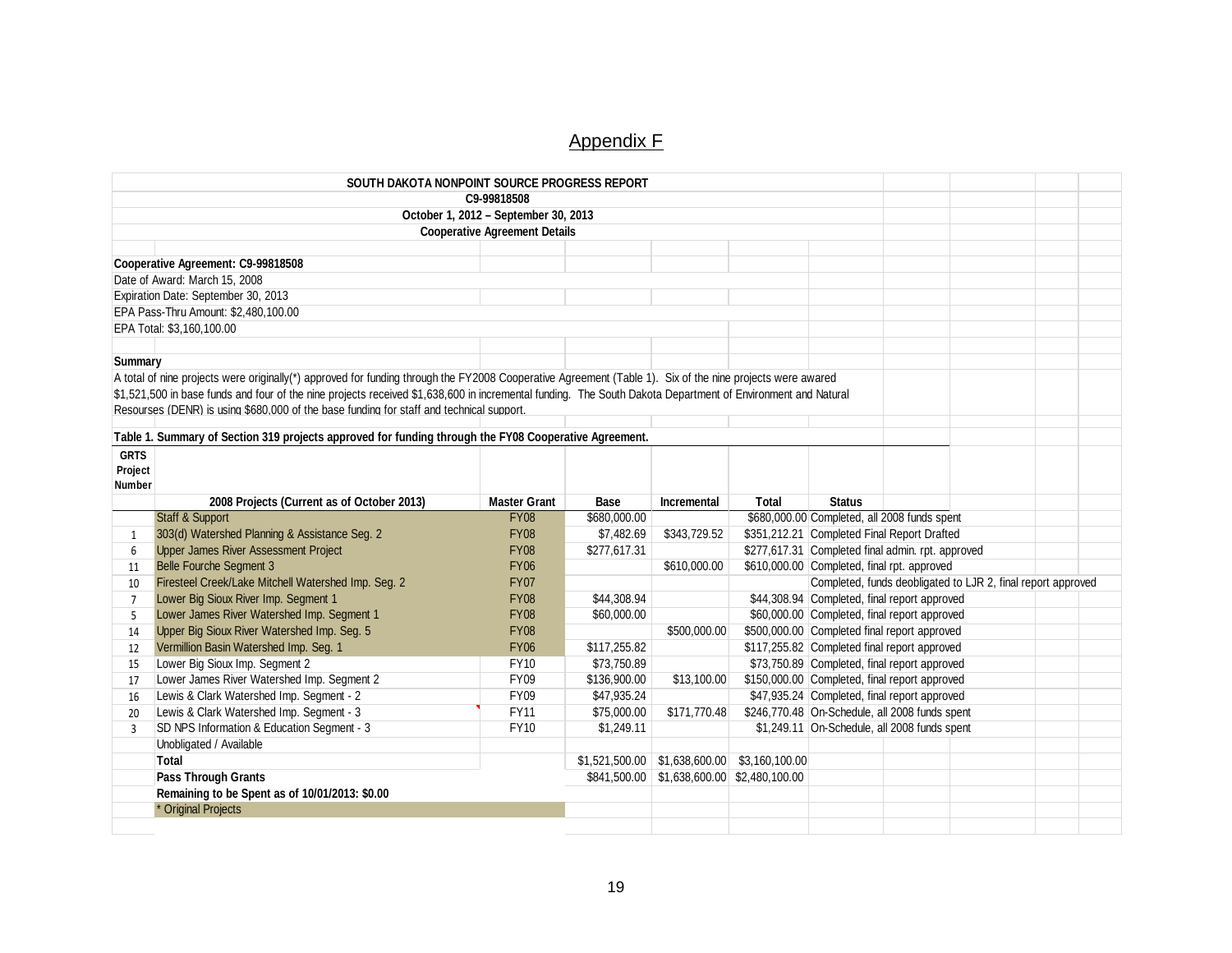# Appendix F

**SOUTH DAKOTA NONPOINT SOURCE PROGRESS REPORT**
**C9-99818508**
**October 1, 2012 – September 30, 2013**
**Cooperative Agreement Details**

**Cooperative Agreement: C9-99818508**
Date of Award: March 15, 2008
Expiration Date: September 30, 2013
EPA Pass-Thru Amount: $2,480,100.00
EPA Total: $3,160,100.00

**Summary**

A total of nine projects were originally(*) approved for funding through the FY2008 Cooperative Agreement (Table 1). Six of the nine projects were awared $1,521,500 in base funds and four of the nine projects received $1,638,600 in incremental funding. The South Dakota Department of Environment and Natural Resourses (DENR) is using $680,000 of the base funding for staff and technical support.

**Table 1. Summary of Section 319 projects approved for funding through the FY08 Cooperative Agreement.**

| GRTS Project Number | 2008 Projects (Current as of October 2013) | Master Grant | Base | Incremental | Total | Status |
|---|---|---|---|---|---|---|
| | Staff & Support | FY08 | $680,000.00 | | $680,000.00 | Completed, all 2008 funds spent |
| 1 | 303(d) Watershed Planning & Assistance Seg. 2 | FY08 | $7,482.69 | $343,729.52 | $351,212.21 | Completed Final Report Drafted |
| 6 | Upper James River Assessment Project | FY08 | $277,617.31 | | $277,617.31 | Completed final admin. rpt. approved |
| 11 | Belle Fourche Segment 3 | FY06 | | $610,000.00 | $610,000.00 | Completed, final rpt. approved |
| 10 | Firesteel Creek/Lake Mitchell Watershed Imp. Seg. 2 | FY07 | | | | Completed, funds deobligated to LJR 2, final report approved |
| 7 | Lower Big Sioux River Imp. Segment 1 | FY08 | $44,308.94 | | $44,308.94 | Completed, final report approved |
| 5 | Lower James River Watershed Imp. Segment 1 | FY08 | $60,000.00 | | $60,000.00 | Completed, final report approved |
| 14 | Upper Big Sioux River Watershed Imp. Seg. 5 | FY08 | | $500,000.00 | $500,000.00 | Completed final report approved |
| 12 | Vermillion Basin Watershed Imp. Seg. 1 | FY06 | $117,255.82 | | $117,255.82 | Completed final report approved |
| 15 | Lower Big Sioux Imp. Segment 2 | FY10 | $73,750.89 | | $73,750.89 | Completed, final report approved |
| 17 | Lower James River Watershed Imp. Segment 2 | FY09 | $136,900.00 | $13,100.00 | $150,000.00 | Completed, final report approved |
| 16 | Lewis & Clark Watershed Imp. Segment - 2 | FY09 | $47,935.24 | | $47,935.24 | Completed, final report approved |
| 20 | Lewis & Clark Watershed Imp. Segment - 3 | FY11 | $75,000.00 | $171,770.48 | $246,770.48 | On-Schedule, all 2008 funds spent |
| 3 | SD NPS Information & Education Segment - 3 | FY10 | $1,249.11 | | $1,249.11 | On-Schedule, all 2008 funds spent |
| | Unobligated / Available | | | | | |
| | **Total** | | $1,521,500.00 | $1,638,600.00 | $3,160,100.00 | |
| | **Pass Through Grants** | | $841,500.00 | $1,638,600.00 | $2,480,100.00 | |
| | **Remaining to be Spent as of 10/01/2013: $0.00** | | | | | |
| | * Original Projects | | | | | |